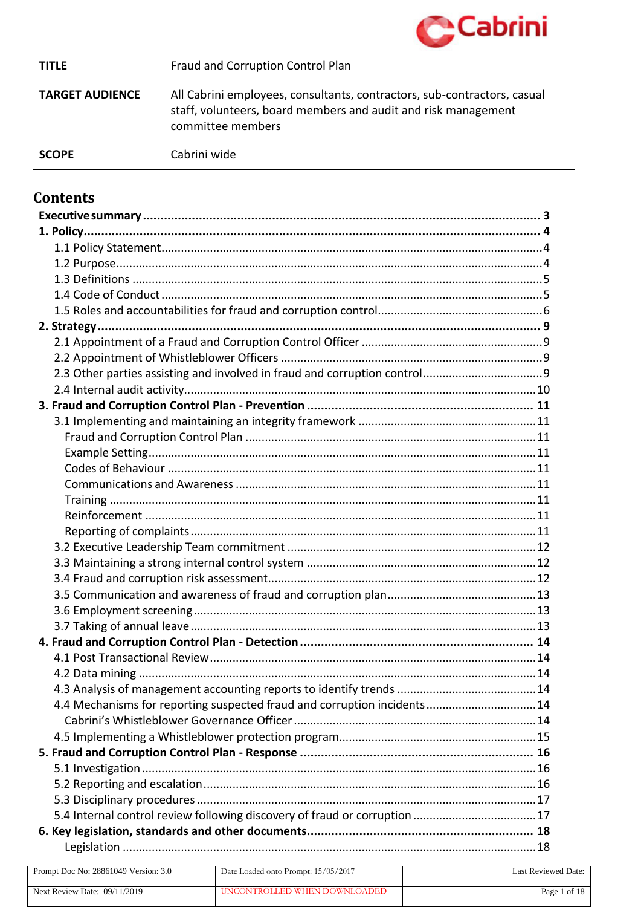| | |
|---|---|
| **TITLE** | Fraud and Corruption Control Plan |
| **TARGET AUDIENCE** | All Cabrini employees, consultants, contractors, sub-contractors, casual staff, volunteers, board members and audit and risk management committee members |
| **SCOPE** | Cabrini wide |

# Contents

**Executive summary** .......... **3**

**1. Policy** .......... **4**

- 1.1 Policy Statement .......... 4
- 1.2 Purpose .......... 4
- 1.3 Definitions .......... 5
- 1.4 Code of Conduct .......... 5
- 1.5 Roles and accountabilities for fraud and corruption control .......... 6

**2. Strategy** .......... **9**

- 2.1 Appointment of a Fraud and Corruption Control Officer .......... 9
- 2.2 Appointment of Whistleblower Officers .......... 9
- 2.3 Other parties assisting and involved in fraud and corruption control .......... 9
- 2.4 Internal audit activity .......... 10

**3. Fraud and Corruption Control Plan - Prevention** .......... **11**

- 3.1 Implementing and maintaining an integrity framework .......... 11
  - Fraud and Corruption Control Plan .......... 11
  - Example Setting .......... 11
  - Codes of Behaviour .......... 11
  - Communications and Awareness .......... 11
  - Training .......... 11
  - Reinforcement .......... 11
  - Reporting of complaints .......... 11
- 3.2 Executive Leadership Team commitment .......... 12
- 3.3 Maintaining a strong internal control system .......... 12
- 3.4 Fraud and corruption risk assessment .......... 12
- 3.5 Communication and awareness of fraud and corruption plan .......... 13
- 3.6 Employment screening .......... 13
- 3.7 Taking of annual leave .......... 13

**4. Fraud and Corruption Control Plan - Detection** .......... **14**

- 4.1 Post Transactional Review .......... 14
- 4.2 Data mining .......... 14
- 4.3 Analysis of management accounting reports to identify trends .......... 14
- 4.4 Mechanisms for reporting suspected fraud and corruption incidents .......... 14
  - Cabrini's Whistleblower Governance Officer .......... 14
- 4.5 Implementing a Whistleblower protection program .......... 15

**5. Fraud and Corruption Control Plan - Response** .......... **16**

- 5.1 Investigation .......... 16
- 5.2 Reporting and escalation .......... 16
- 5.3 Disciplinary procedures .......... 17
- 5.4 Internal control review following discovery of fraud or corruption .......... 17

**6. Key legislation, standards and other documents** .......... **18**

- Legislation .......... 18

| | | |
|---|---|---|
| Prompt Doc No: 28861049 Version: 3.0 | Date Loaded onto Prompt: 15/05/2017 | Last Reviewed Date: |
| Next Review Date: 09/11/2019 | UNCONTROLLED WHEN DOWNLOADED | |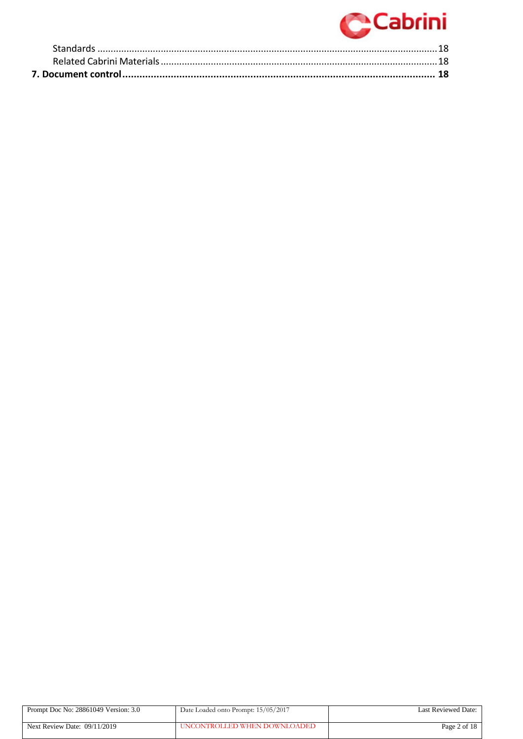Standards ........................................................................................................................ 18

Related Cabrini Materials ............................................................................................... 18

**7. Document control ........................................................................................................ 18**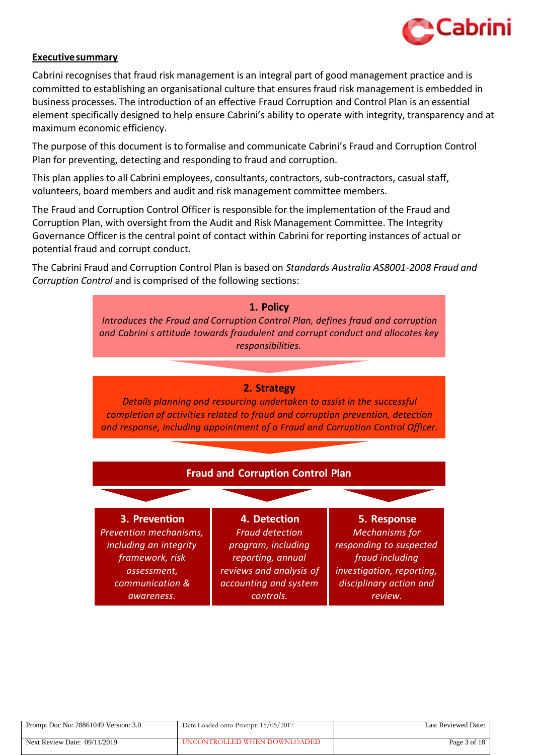## Executive summary

Cabrini recognises that fraud risk management is an integral part of good management practice and is committed to establishing an organisational culture that ensures fraud risk management is embedded in business processes. The introduction of an effective Fraud Corruption and Control Plan is an essential element specifically designed to help ensure Cabrini's ability to operate with integrity, transparency and at maximum economic efficiency.

The purpose of this document is to formalise and communicate Cabrini's Fraud and Corruption Control Plan for preventing, detecting and responding to fraud and corruption.

This plan applies to all Cabrini employees, consultants, contractors, sub-contractors, casual staff, volunteers, board members and audit and risk management committee members.

The Fraud and Corruption Control Officer is responsible for the implementation of the Fraud and Corruption Plan, with oversight from the Audit and Risk Management Committee. The Integrity Governance Officer is the central point of contact within Cabrini for reporting instances of actual or potential fraud and corrupt conduct.

The Cabrini Fraud and Corruption Control Plan is based on *Standards Australia AS8001-2008 Fraud and Corruption Control* and is comprised of the following sections:

**1. Policy**
*Introduces the Fraud and Corruption Control Plan, defines fraud and corruption and Cabrini s attitude towards fraudulent and corrupt conduct and allocates key responsibilities.*

**2. Strategy**
*Details planning and resourcing undertaken to assist in the successful completion of activities related to fraud and corruption prevention, detection and response, including appointment of a Fraud and Corruption Control Officer.*

**Fraud and Corruption Control Plan**

| 3. Prevention | 4. Detection | 5. Response |
|---|---|---|
| *Prevention mechanisms, including an integrity framework, risk assessment, communication & awareness.* | *Fraud detection program, including reporting, annual reviews and analysis of accounting and system controls.* | *Mechanisms for responding to suspected fraud including investigation, reporting, disciplinary action and review.* |

| Prompt Doc No: 28861049 Version: 3.0 | Date Loaded onto Prompt: 15/05/2017 | Last Reviewed Date: |
|---|---|---|
| Next Review Date: 09/11/2019 | UNCONTROLLED WHEN DOWNLOADED | |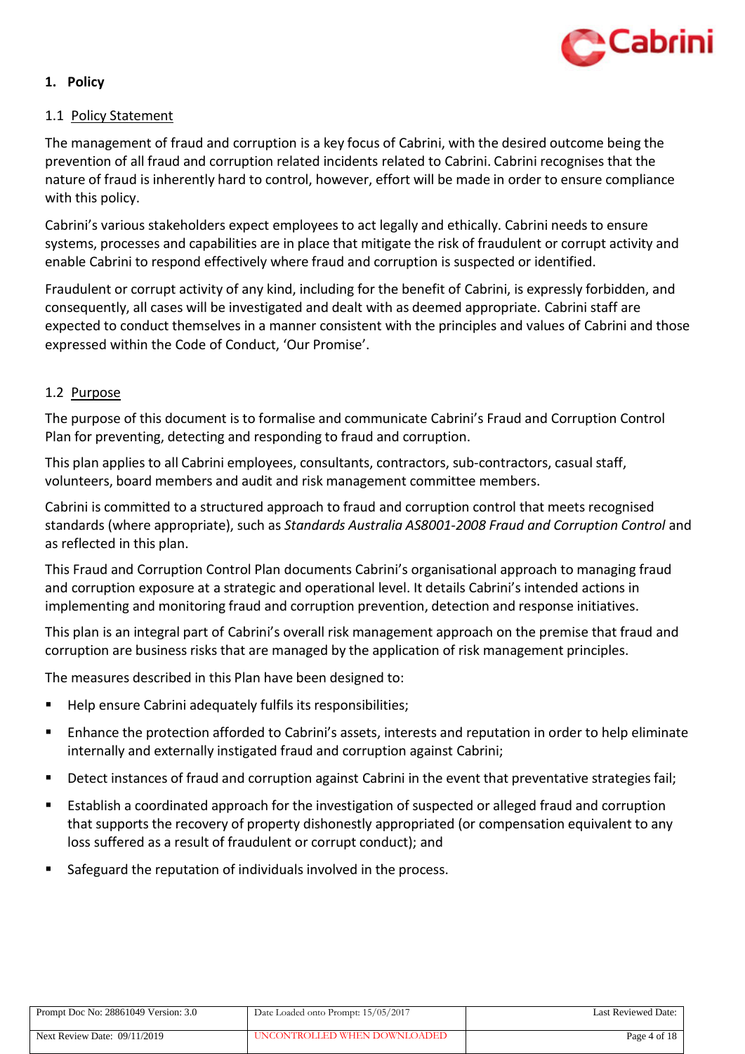## 1. Policy

### 1.1 Policy Statement

The management of fraud and corruption is a key focus of Cabrini, with the desired outcome being the prevention of all fraud and corruption related incidents related to Cabrini. Cabrini recognises that the nature of fraud is inherently hard to control, however, effort will be made in order to ensure compliance with this policy.

Cabrini's various stakeholders expect employees to act legally and ethically. Cabrini needs to ensure systems, processes and capabilities are in place that mitigate the risk of fraudulent or corrupt activity and enable Cabrini to respond effectively where fraud and corruption is suspected or identified.

Fraudulent or corrupt activity of any kind, including for the benefit of Cabrini, is expressly forbidden, and consequently, all cases will be investigated and dealt with as deemed appropriate. Cabrini staff are expected to conduct themselves in a manner consistent with the principles and values of Cabrini and those expressed within the Code of Conduct, 'Our Promise'.

### 1.2 Purpose

The purpose of this document is to formalise and communicate Cabrini's Fraud and Corruption Control Plan for preventing, detecting and responding to fraud and corruption.

This plan applies to all Cabrini employees, consultants, contractors, sub-contractors, casual staff, volunteers, board members and audit and risk management committee members.

Cabrini is committed to a structured approach to fraud and corruption control that meets recognised standards (where appropriate), such as *Standards Australia AS8001-2008 Fraud and Corruption Control* and as reflected in this plan.

This Fraud and Corruption Control Plan documents Cabrini's organisational approach to managing fraud and corruption exposure at a strategic and operational level. It details Cabrini's intended actions in implementing and monitoring fraud and corruption prevention, detection and response initiatives.

This plan is an integral part of Cabrini's overall risk management approach on the premise that fraud and corruption are business risks that are managed by the application of risk management principles.

The measures described in this Plan have been designed to:

- Help ensure Cabrini adequately fulfils its responsibilities;
- Enhance the protection afforded to Cabrini's assets, interests and reputation in order to help eliminate internally and externally instigated fraud and corruption against Cabrini;
- Detect instances of fraud and corruption against Cabrini in the event that preventative strategies fail;
- Establish a coordinated approach for the investigation of suspected or alleged fraud and corruption that supports the recovery of property dishonestly appropriated (or compensation equivalent to any loss suffered as a result of fraudulent or corrupt conduct); and
- Safeguard the reputation of individuals involved in the process.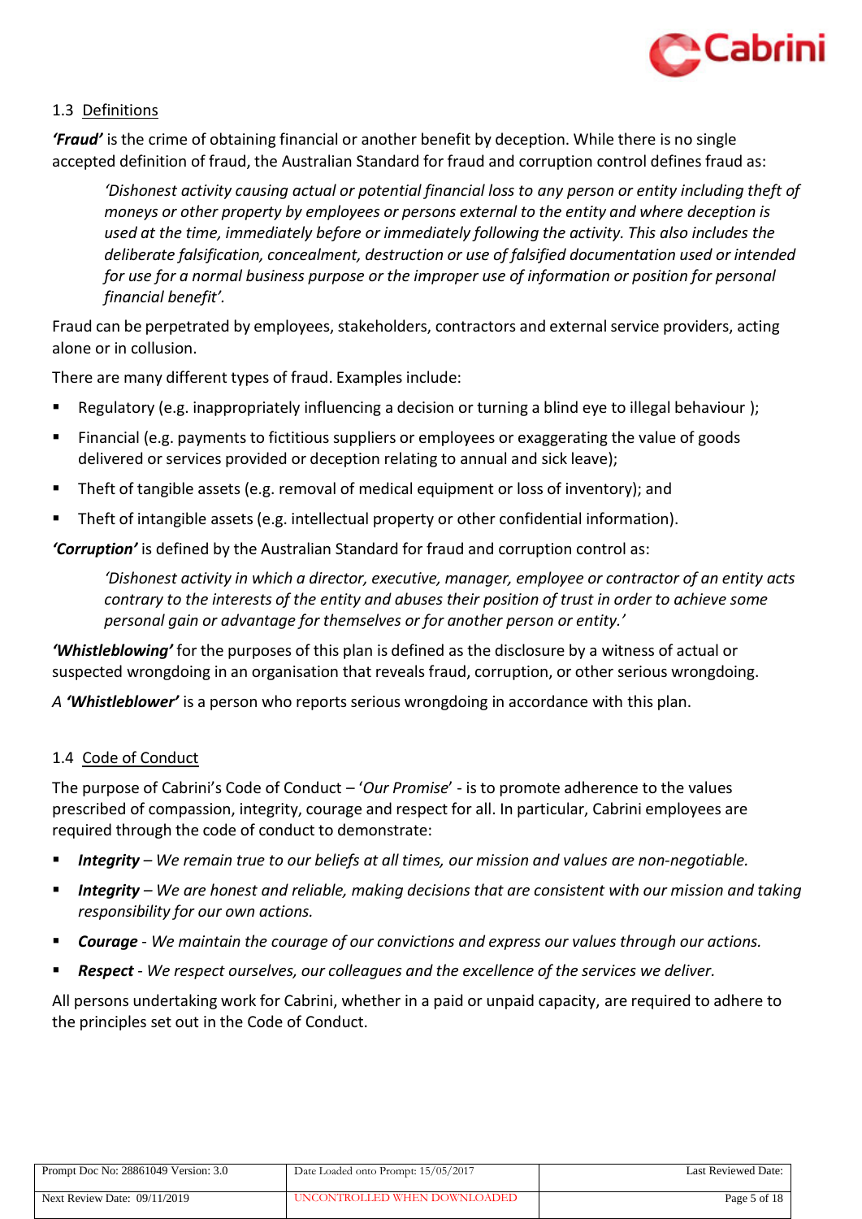### 1.3 Definitions

***'Fraud'*** is the crime of obtaining financial or another benefit by deception. While there is no single accepted definition of fraud, the Australian Standard for fraud and corruption control defines fraud as:

> *'Dishonest activity causing actual or potential financial loss to any person or entity including theft of moneys or other property by employees or persons external to the entity and where deception is used at the time, immediately before or immediately following the activity. This also includes the deliberate falsification, concealment, destruction or use of falsified documentation used or intended for use for a normal business purpose or the improper use of information or position for personal financial benefit'.*

Fraud can be perpetrated by employees, stakeholders, contractors and external service providers, acting alone or in collusion.

There are many different types of fraud. Examples include:

- Regulatory (e.g. inappropriately influencing a decision or turning a blind eye to illegal behaviour );
- Financial (e.g. payments to fictitious suppliers or employees or exaggerating the value of goods delivered or services provided or deception relating to annual and sick leave);
- Theft of tangible assets (e.g. removal of medical equipment or loss of inventory); and
- Theft of intangible assets (e.g. intellectual property or other confidential information).

***'Corruption'*** is defined by the Australian Standard for fraud and corruption control as:

> *'Dishonest activity in which a director, executive, manager, employee or contractor of an entity acts contrary to the interests of the entity and abuses their position of trust in order to achieve some personal gain or advantage for themselves or for another person or entity.'*

***'Whistleblowing'*** for the purposes of this plan is defined as the disclosure by a witness of actual or suspected wrongdoing in an organisation that reveals fraud, corruption, or other serious wrongdoing.

A ***'Whistleblower'*** is a person who reports serious wrongdoing in accordance with this plan.

### 1.4 Code of Conduct

The purpose of Cabrini's Code of Conduct – '*Our Promise*' - is to promote adherence to the values prescribed of compassion, integrity, courage and respect for all. In particular, Cabrini employees are required through the code of conduct to demonstrate:

- ***Integrity*** *– We remain true to our beliefs at all times, our mission and values are non-negotiable.*
- ***Integrity*** *– We are honest and reliable, making decisions that are consistent with our mission and taking responsibility for our own actions.*
- ***Courage*** *- We maintain the courage of our convictions and express our values through our actions.*
- ***Respect*** *- We respect ourselves, our colleagues and the excellence of the services we deliver.*

All persons undertaking work for Cabrini, whether in a paid or unpaid capacity, are required to adhere to the principles set out in the Code of Conduct.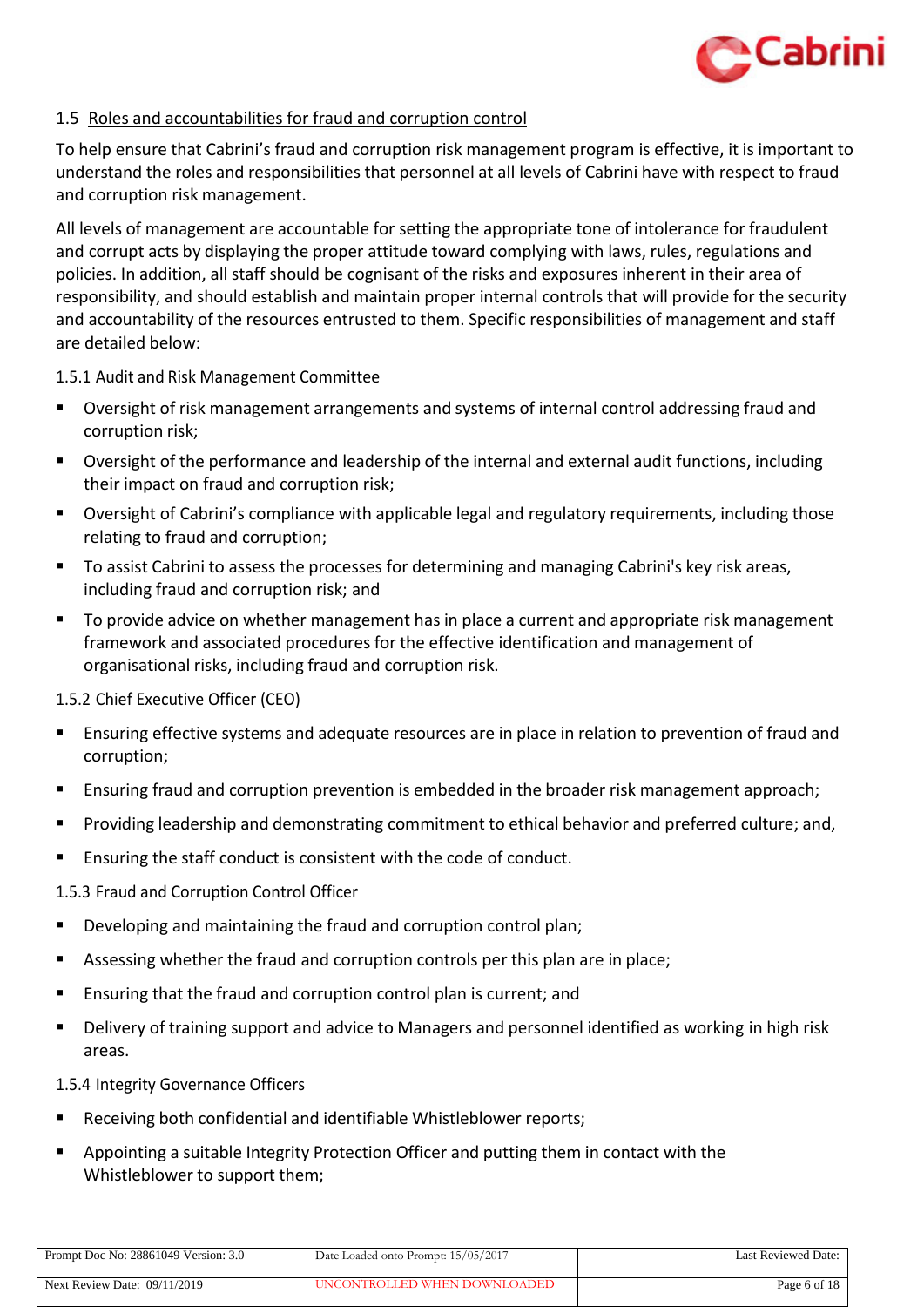### 1.5 Roles and accountabilities for fraud and corruption control

To help ensure that Cabrini's fraud and corruption risk management program is effective, it is important to understand the roles and responsibilities that personnel at all levels of Cabrini have with respect to fraud and corruption risk management.

All levels of management are accountable for setting the appropriate tone of intolerance for fraudulent and corrupt acts by displaying the proper attitude toward complying with laws, rules, regulations and policies. In addition, all staff should be cognisant of the risks and exposures inherent in their area of responsibility, and should establish and maintain proper internal controls that will provide for the security and accountability of the resources entrusted to them. Specific responsibilities of management and staff are detailed below:

#### 1.5.1 Audit and Risk Management Committee

- Oversight of risk management arrangements and systems of internal control addressing fraud and corruption risk;
- Oversight of the performance and leadership of the internal and external audit functions, including their impact on fraud and corruption risk;
- Oversight of Cabrini's compliance with applicable legal and regulatory requirements, including those relating to fraud and corruption;
- To assist Cabrini to assess the processes for determining and managing Cabrini's key risk areas, including fraud and corruption risk; and
- To provide advice on whether management has in place a current and appropriate risk management framework and associated procedures for the effective identification and management of organisational risks, including fraud and corruption risk.

#### 1.5.2 Chief Executive Officer (CEO)

- Ensuring effective systems and adequate resources are in place in relation to prevention of fraud and corruption;
- Ensuring fraud and corruption prevention is embedded in the broader risk management approach;
- Providing leadership and demonstrating commitment to ethical behavior and preferred culture; and,
- Ensuring the staff conduct is consistent with the code of conduct.

#### 1.5.3 Fraud and Corruption Control Officer

- Developing and maintaining the fraud and corruption control plan;
- Assessing whether the fraud and corruption controls per this plan are in place;
- Ensuring that the fraud and corruption control plan is current; and
- Delivery of training support and advice to Managers and personnel identified as working in high risk areas.

#### 1.5.4 Integrity Governance Officers

- Receiving both confidential and identifiable Whistleblower reports;
- Appointing a suitable Integrity Protection Officer and putting them in contact with the Whistleblower to support them;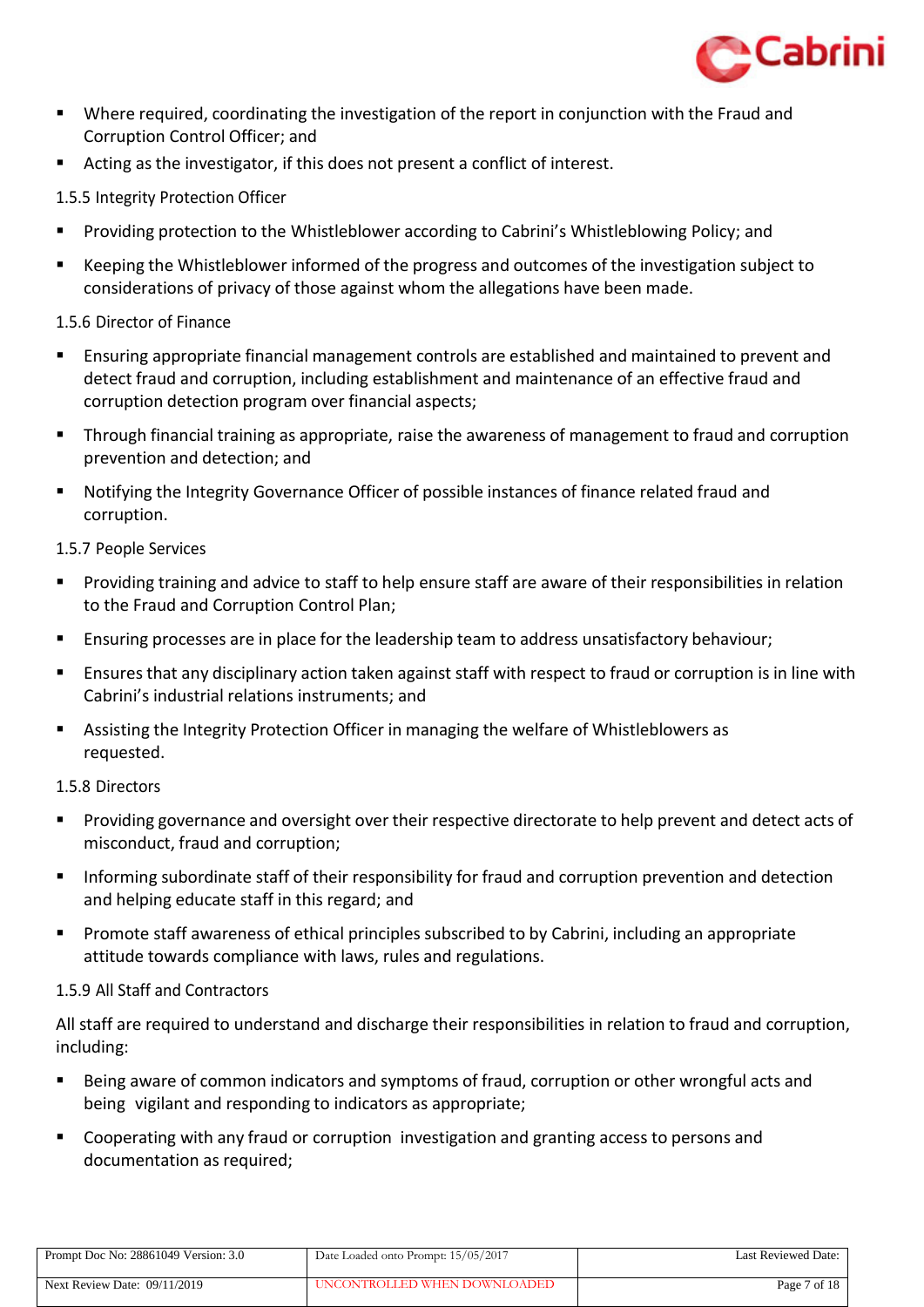- Where required, coordinating the investigation of the report in conjunction with the Fraud and Corruption Control Officer; and
- Acting as the investigator, if this does not present a conflict of interest.

1.5.5 Integrity Protection Officer

- Providing protection to the Whistleblower according to Cabrini's Whistleblowing Policy; and
- Keeping the Whistleblower informed of the progress and outcomes of the investigation subject to considerations of privacy of those against whom the allegations have been made.

1.5.6 Director of Finance

- Ensuring appropriate financial management controls are established and maintained to prevent and detect fraud and corruption, including establishment and maintenance of an effective fraud and corruption detection program over financial aspects;
- Through financial training as appropriate, raise the awareness of management to fraud and corruption prevention and detection; and
- Notifying the Integrity Governance Officer of possible instances of finance related fraud and corruption.

1.5.7 People Services

- Providing training and advice to staff to help ensure staff are aware of their responsibilities in relation to the Fraud and Corruption Control Plan;
- Ensuring processes are in place for the leadership team to address unsatisfactory behaviour;
- Ensures that any disciplinary action taken against staff with respect to fraud or corruption is in line with Cabrini's industrial relations instruments; and
- Assisting the Integrity Protection Officer in managing the welfare of Whistleblowers as requested.

1.5.8 Directors

- Providing governance and oversight over their respective directorate to help prevent and detect acts of misconduct, fraud and corruption;
- Informing subordinate staff of their responsibility for fraud and corruption prevention and detection and helping educate staff in this regard; and
- Promote staff awareness of ethical principles subscribed to by Cabrini, including an appropriate attitude towards compliance with laws, rules and regulations.

1.5.9 All Staff and Contractors

All staff are required to understand and discharge their responsibilities in relation to fraud and corruption, including:

- Being aware of common indicators and symptoms of fraud, corruption or other wrongful acts and being vigilant and responding to indicators as appropriate;
- Cooperating with any fraud or corruption investigation and granting access to persons and documentation as required;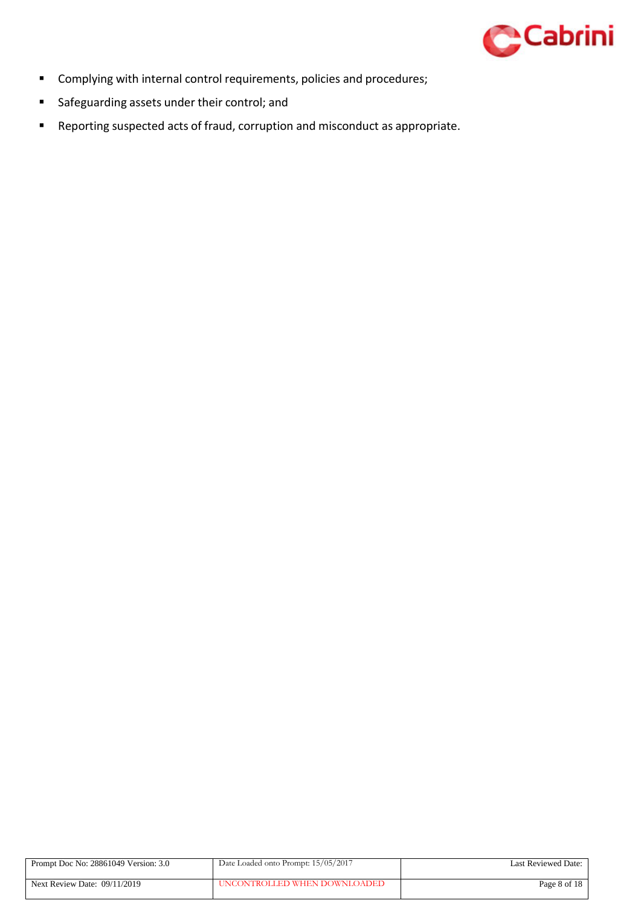- Complying with internal control requirements, policies and procedures;
- Safeguarding assets under their control; and
- Reporting suspected acts of fraud, corruption and misconduct as appropriate.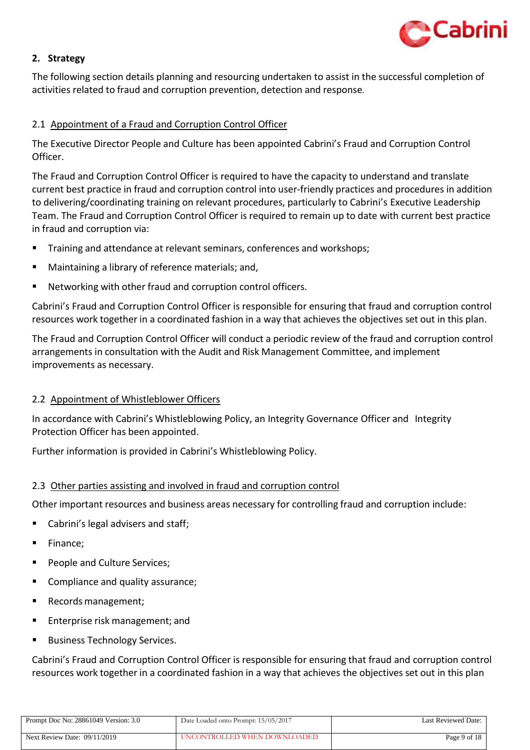## 2. Strategy

The following section details planning and resourcing undertaken to assist in the successful completion of activities related to fraud and corruption prevention, detection and response.

### 2.1 Appointment of a Fraud and Corruption Control Officer

The Executive Director People and Culture has been appointed Cabrini's Fraud and Corruption Control Officer.

The Fraud and Corruption Control Officer is required to have the capacity to understand and translate current best practice in fraud and corruption control into user-friendly practices and procedures in addition to delivering/coordinating training on relevant procedures, particularly to Cabrini's Executive Leadership Team. The Fraud and Corruption Control Officer is required to remain up to date with current best practice in fraud and corruption via:

- Training and attendance at relevant seminars, conferences and workshops;
- Maintaining a library of reference materials; and,
- Networking with other fraud and corruption control officers.

Cabrini's Fraud and Corruption Control Officer is responsible for ensuring that fraud and corruption control resources work together in a coordinated fashion in a way that achieves the objectives set out in this plan.

The Fraud and Corruption Control Officer will conduct a periodic review of the fraud and corruption control arrangements in consultation with the Audit and Risk Management Committee, and implement improvements as necessary.

### 2.2 Appointment of Whistleblower Officers

In accordance with Cabrini's Whistleblowing Policy, an Integrity Governance Officer and Integrity Protection Officer has been appointed.

Further information is provided in Cabrini's Whistleblowing Policy.

### 2.3 Other parties assisting and involved in fraud and corruption control

Other important resources and business areas necessary for controlling fraud and corruption include:

- Cabrini's legal advisers and staff;
- Finance;
- People and Culture Services;
- Compliance and quality assurance;
- Records management;
- Enterprise risk management; and
- Business Technology Services.

Cabrini's Fraud and Corruption Control Officer is responsible for ensuring that fraud and corruption control resources work together in a coordinated fashion in a way that achieves the objectives set out in this plan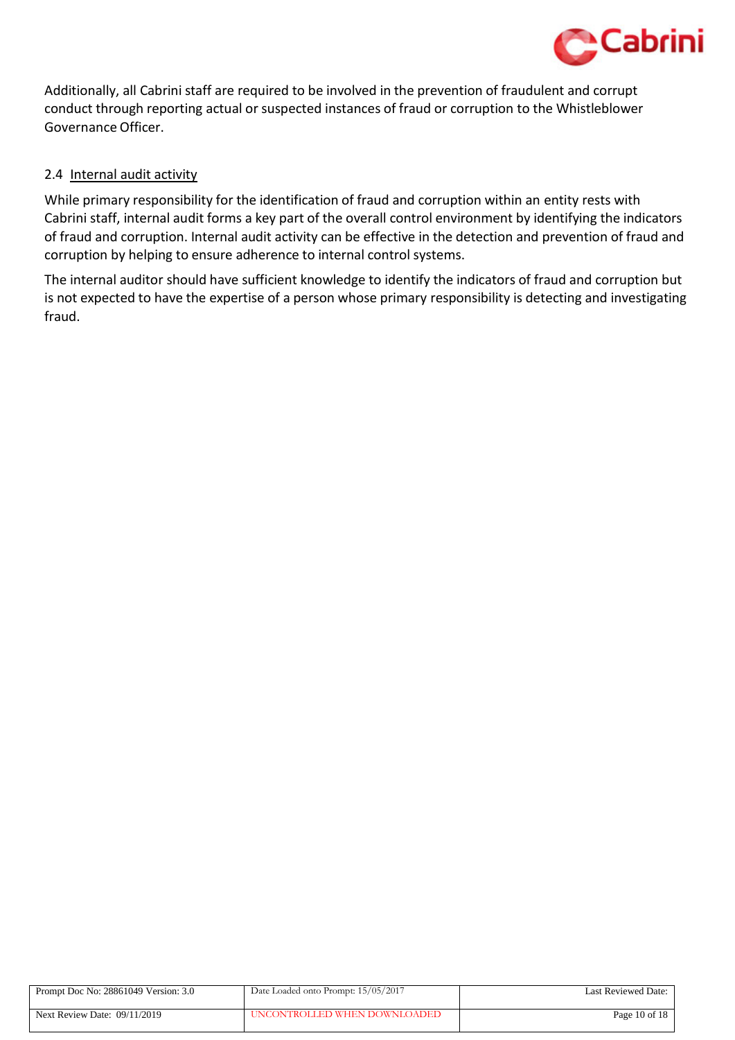Additionally, all Cabrini staff are required to be involved in the prevention of fraudulent and corrupt conduct through reporting actual or suspected instances of fraud or corruption to the Whistleblower Governance Officer.

### 2.4 Internal audit activity

While primary responsibility for the identification of fraud and corruption within an entity rests with Cabrini staff, internal audit forms a key part of the overall control environment by identifying the indicators of fraud and corruption. Internal audit activity can be effective in the detection and prevention of fraud and corruption by helping to ensure adherence to internal control systems.

The internal auditor should have sufficient knowledge to identify the indicators of fraud and corruption but is not expected to have the expertise of a person whose primary responsibility is detecting and investigating fraud.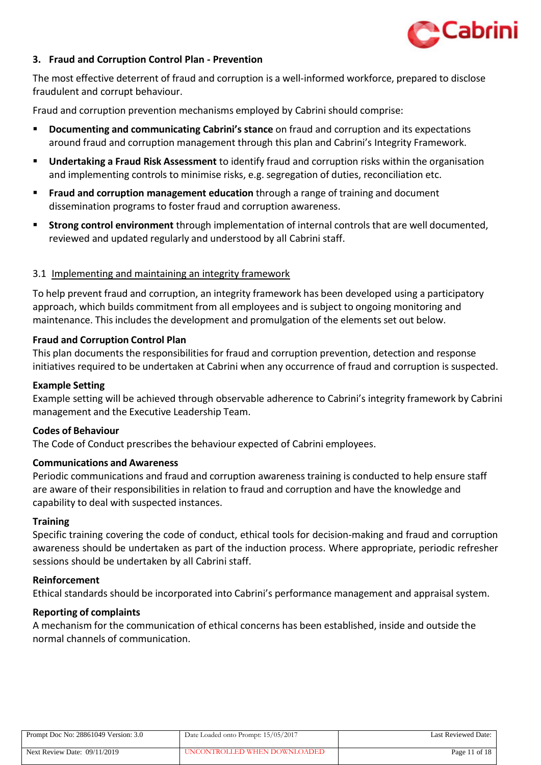## 3. Fraud and Corruption Control Plan - Prevention

The most effective deterrent of fraud and corruption is a well-informed workforce, prepared to disclose fraudulent and corrupt behaviour.

Fraud and corruption prevention mechanisms employed by Cabrini should comprise:

- **Documenting and communicating Cabrini's stance** on fraud and corruption and its expectations around fraud and corruption management through this plan and Cabrini's Integrity Framework.
- **Undertaking a Fraud Risk Assessment** to identify fraud and corruption risks within the organisation and implementing controls to minimise risks, e.g. segregation of duties, reconciliation etc.
- **Fraud and corruption management education** through a range of training and document dissemination programs to foster fraud and corruption awareness.
- **Strong control environment** through implementation of internal controls that are well documented, reviewed and updated regularly and understood by all Cabrini staff.

### 3.1 Implementing and maintaining an integrity framework

To help prevent fraud and corruption, an integrity framework has been developed using a participatory approach, which builds commitment from all employees and is subject to ongoing monitoring and maintenance. This includes the development and promulgation of the elements set out below.

**Fraud and Corruption Control Plan**
This plan documents the responsibilities for fraud and corruption prevention, detection and response initiatives required to be undertaken at Cabrini when any occurrence of fraud and corruption is suspected.

**Example Setting**
Example setting will be achieved through observable adherence to Cabrini's integrity framework by Cabrini management and the Executive Leadership Team.

**Codes of Behaviour**
The Code of Conduct prescribes the behaviour expected of Cabrini employees.

**Communications and Awareness**
Periodic communications and fraud and corruption awareness training is conducted to help ensure staff are aware of their responsibilities in relation to fraud and corruption and have the knowledge and capability to deal with suspected instances.

**Training**
Specific training covering the code of conduct, ethical tools for decision-making and fraud and corruption awareness should be undertaken as part of the induction process. Where appropriate, periodic refresher sessions should be undertaken by all Cabrini staff.

**Reinforcement**
Ethical standards should be incorporated into Cabrini's performance management and appraisal system.

**Reporting of complaints**
A mechanism for the communication of ethical concerns has been established, inside and outside the normal channels of communication.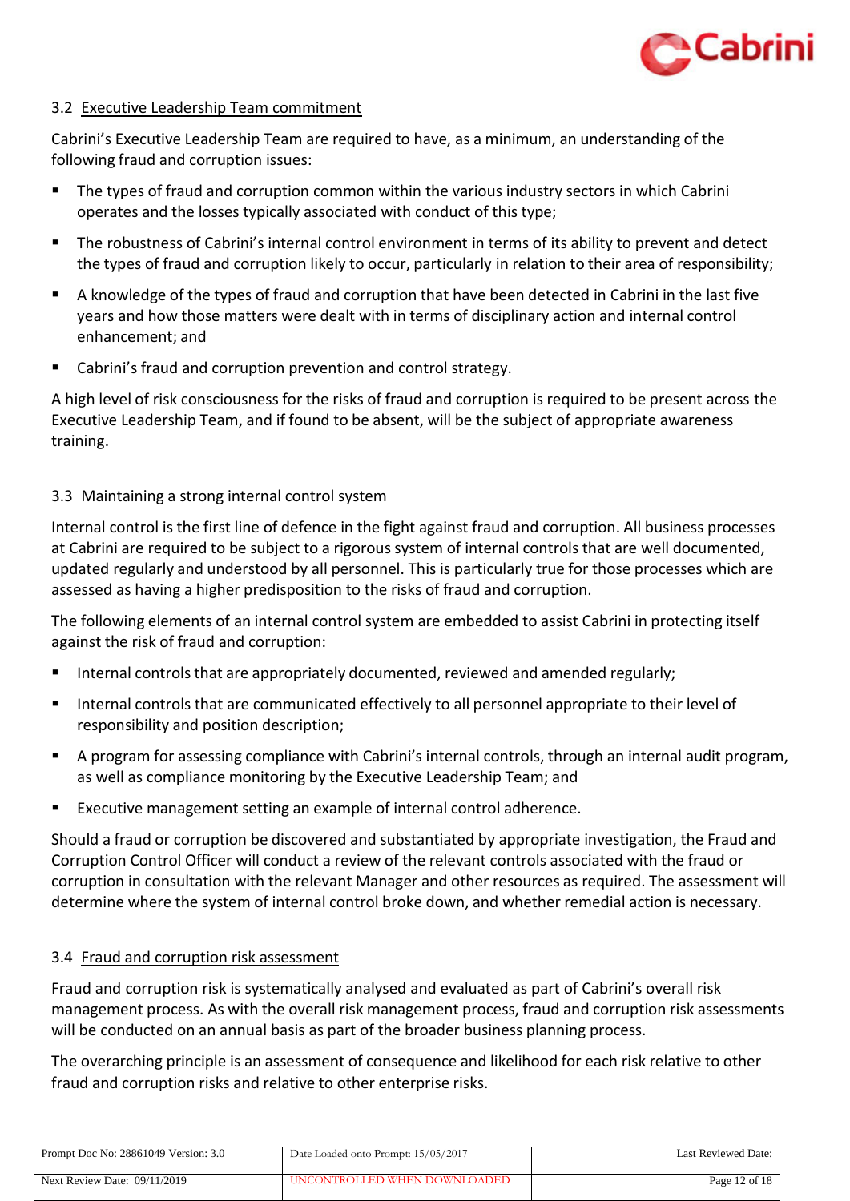### 3.2 Executive Leadership Team commitment

Cabrini's Executive Leadership Team are required to have, as a minimum, an understanding of the following fraud and corruption issues:

- The types of fraud and corruption common within the various industry sectors in which Cabrini operates and the losses typically associated with conduct of this type;
- The robustness of Cabrini's internal control environment in terms of its ability to prevent and detect the types of fraud and corruption likely to occur, particularly in relation to their area of responsibility;
- A knowledge of the types of fraud and corruption that have been detected in Cabrini in the last five years and how those matters were dealt with in terms of disciplinary action and internal control enhancement; and
- Cabrini's fraud and corruption prevention and control strategy.

A high level of risk consciousness for the risks of fraud and corruption is required to be present across the Executive Leadership Team, and if found to be absent, will be the subject of appropriate awareness training.

### 3.3 Maintaining a strong internal control system

Internal control is the first line of defence in the fight against fraud and corruption. All business processes at Cabrini are required to be subject to a rigorous system of internal controls that are well documented, updated regularly and understood by all personnel. This is particularly true for those processes which are assessed as having a higher predisposition to the risks of fraud and corruption.

The following elements of an internal control system are embedded to assist Cabrini in protecting itself against the risk of fraud and corruption:

- Internal controls that are appropriately documented, reviewed and amended regularly;
- Internal controls that are communicated effectively to all personnel appropriate to their level of responsibility and position description;
- A program for assessing compliance with Cabrini's internal controls, through an internal audit program, as well as compliance monitoring by the Executive Leadership Team; and
- Executive management setting an example of internal control adherence.

Should a fraud or corruption be discovered and substantiated by appropriate investigation, the Fraud and Corruption Control Officer will conduct a review of the relevant controls associated with the fraud or corruption in consultation with the relevant Manager and other resources as required. The assessment will determine where the system of internal control broke down, and whether remedial action is necessary.

### 3.4 Fraud and corruption risk assessment

Fraud and corruption risk is systematically analysed and evaluated as part of Cabrini's overall risk management process. As with the overall risk management process, fraud and corruption risk assessments will be conducted on an annual basis as part of the broader business planning process.

The overarching principle is an assessment of consequence and likelihood for each risk relative to other fraud and corruption risks and relative to other enterprise risks.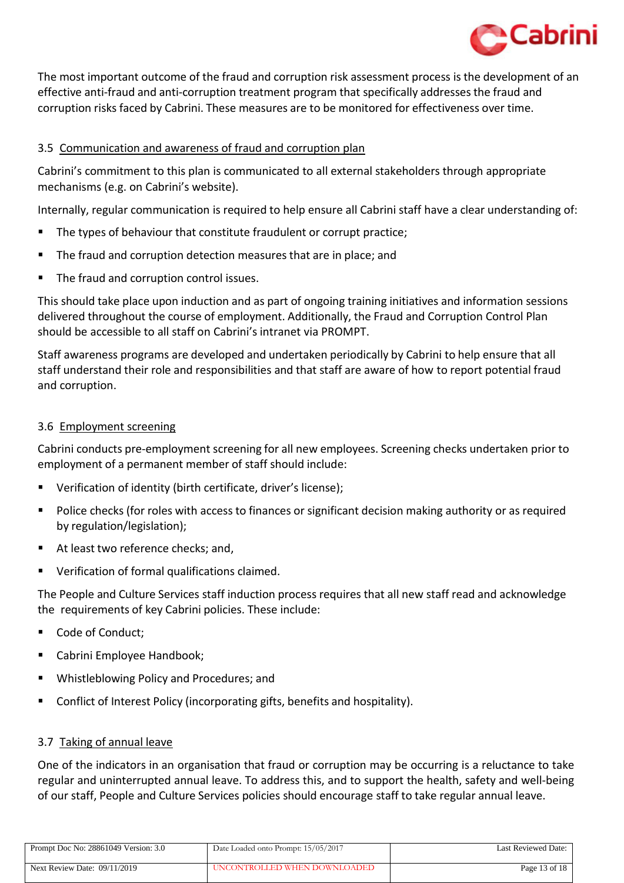The most important outcome of the fraud and corruption risk assessment process is the development of an effective anti-fraud and anti-corruption treatment program that specifically addresses the fraud and corruption risks faced by Cabrini. These measures are to be monitored for effectiveness over time.

### 3.5 Communication and awareness of fraud and corruption plan

Cabrini's commitment to this plan is communicated to all external stakeholders through appropriate mechanisms (e.g. on Cabrini's website).

Internally, regular communication is required to help ensure all Cabrini staff have a clear understanding of:

- The types of behaviour that constitute fraudulent or corrupt practice;
- The fraud and corruption detection measures that are in place; and
- The fraud and corruption control issues.

This should take place upon induction and as part of ongoing training initiatives and information sessions delivered throughout the course of employment. Additionally, the Fraud and Corruption Control Plan should be accessible to all staff on Cabrini's intranet via PROMPT.

Staff awareness programs are developed and undertaken periodically by Cabrini to help ensure that all staff understand their role and responsibilities and that staff are aware of how to report potential fraud and corruption.

### 3.6 Employment screening

Cabrini conducts pre-employment screening for all new employees. Screening checks undertaken prior to employment of a permanent member of staff should include:

- Verification of identity (birth certificate, driver's license);
- Police checks (for roles with access to finances or significant decision making authority or as required by regulation/legislation);
- At least two reference checks; and,
- Verification of formal qualifications claimed.

The People and Culture Services staff induction process requires that all new staff read and acknowledge the requirements of key Cabrini policies. These include:

- Code of Conduct;
- Cabrini Employee Handbook;
- Whistleblowing Policy and Procedures; and
- Conflict of Interest Policy (incorporating gifts, benefits and hospitality).

### 3.7 Taking of annual leave

One of the indicators in an organisation that fraud or corruption may be occurring is a reluctance to take regular and uninterrupted annual leave. To address this, and to support the health, safety and well-being of our staff, People and Culture Services policies should encourage staff to take regular annual leave.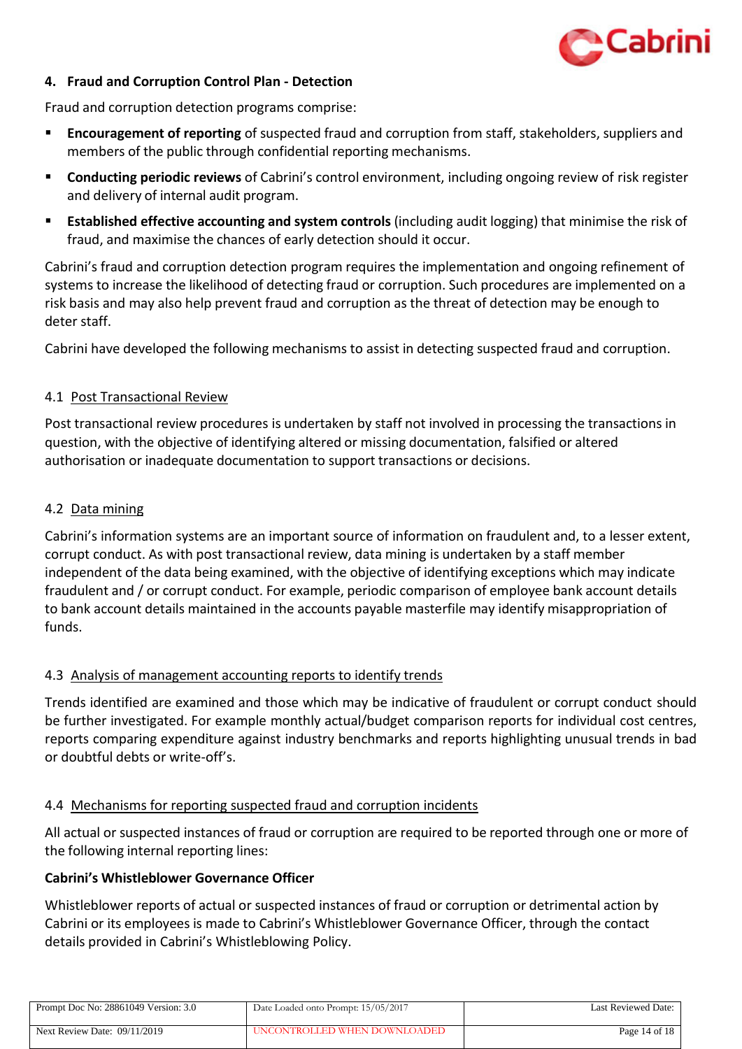## 4. Fraud and Corruption Control Plan - Detection

Fraud and corruption detection programs comprise:

- **Encouragement of reporting** of suspected fraud and corruption from staff, stakeholders, suppliers and members of the public through confidential reporting mechanisms.
- **Conducting periodic reviews** of Cabrini's control environment, including ongoing review of risk register and delivery of internal audit program.
- **Established effective accounting and system controls** (including audit logging) that minimise the risk of fraud, and maximise the chances of early detection should it occur.

Cabrini's fraud and corruption detection program requires the implementation and ongoing refinement of systems to increase the likelihood of detecting fraud or corruption. Such procedures are implemented on a risk basis and may also help prevent fraud and corruption as the threat of detection may be enough to deter staff.

Cabrini have developed the following mechanisms to assist in detecting suspected fraud and corruption.

### 4.1 Post Transactional Review

Post transactional review procedures is undertaken by staff not involved in processing the transactions in question, with the objective of identifying altered or missing documentation, falsified or altered authorisation or inadequate documentation to support transactions or decisions.

### 4.2 Data mining

Cabrini's information systems are an important source of information on fraudulent and, to a lesser extent, corrupt conduct. As with post transactional review, data mining is undertaken by a staff member independent of the data being examined, with the objective of identifying exceptions which may indicate fraudulent and / or corrupt conduct. For example, periodic comparison of employee bank account details to bank account details maintained in the accounts payable masterfile may identify misappropriation of funds.

### 4.3 Analysis of management accounting reports to identify trends

Trends identified are examined and those which may be indicative of fraudulent or corrupt conduct should be further investigated. For example monthly actual/budget comparison reports for individual cost centres, reports comparing expenditure against industry benchmarks and reports highlighting unusual trends in bad or doubtful debts or write-off's.

### 4.4 Mechanisms for reporting suspected fraud and corruption incidents

All actual or suspected instances of fraud or corruption are required to be reported through one or more of the following internal reporting lines:

**Cabrini's Whistleblower Governance Officer**

Whistleblower reports of actual or suspected instances of fraud or corruption or detrimental action by Cabrini or its employees is made to Cabrini's Whistleblower Governance Officer, through the contact details provided in Cabrini's Whistleblowing Policy.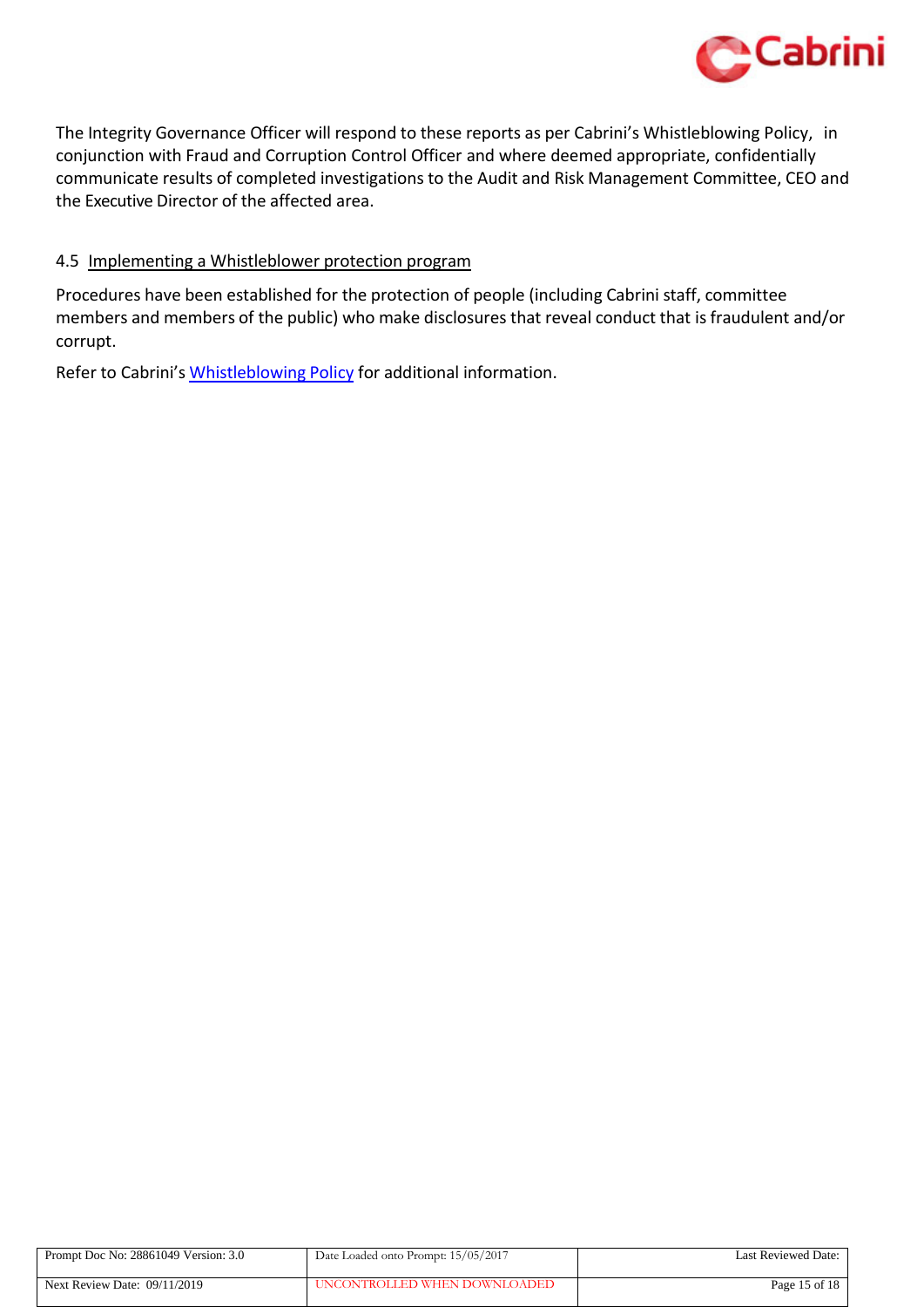The Integrity Governance Officer will respond to these reports as per Cabrini's Whistleblowing Policy, in conjunction with Fraud and Corruption Control Officer and where deemed appropriate, confidentially communicate results of completed investigations to the Audit and Risk Management Committee, CEO and the Executive Director of the affected area.

### 4.5 Implementing a Whistleblower protection program

Procedures have been established for the protection of people (including Cabrini staff, committee members and members of the public) who make disclosures that reveal conduct that is fraudulent and/or corrupt.

Refer to Cabrini's Whistleblowing Policy for additional information.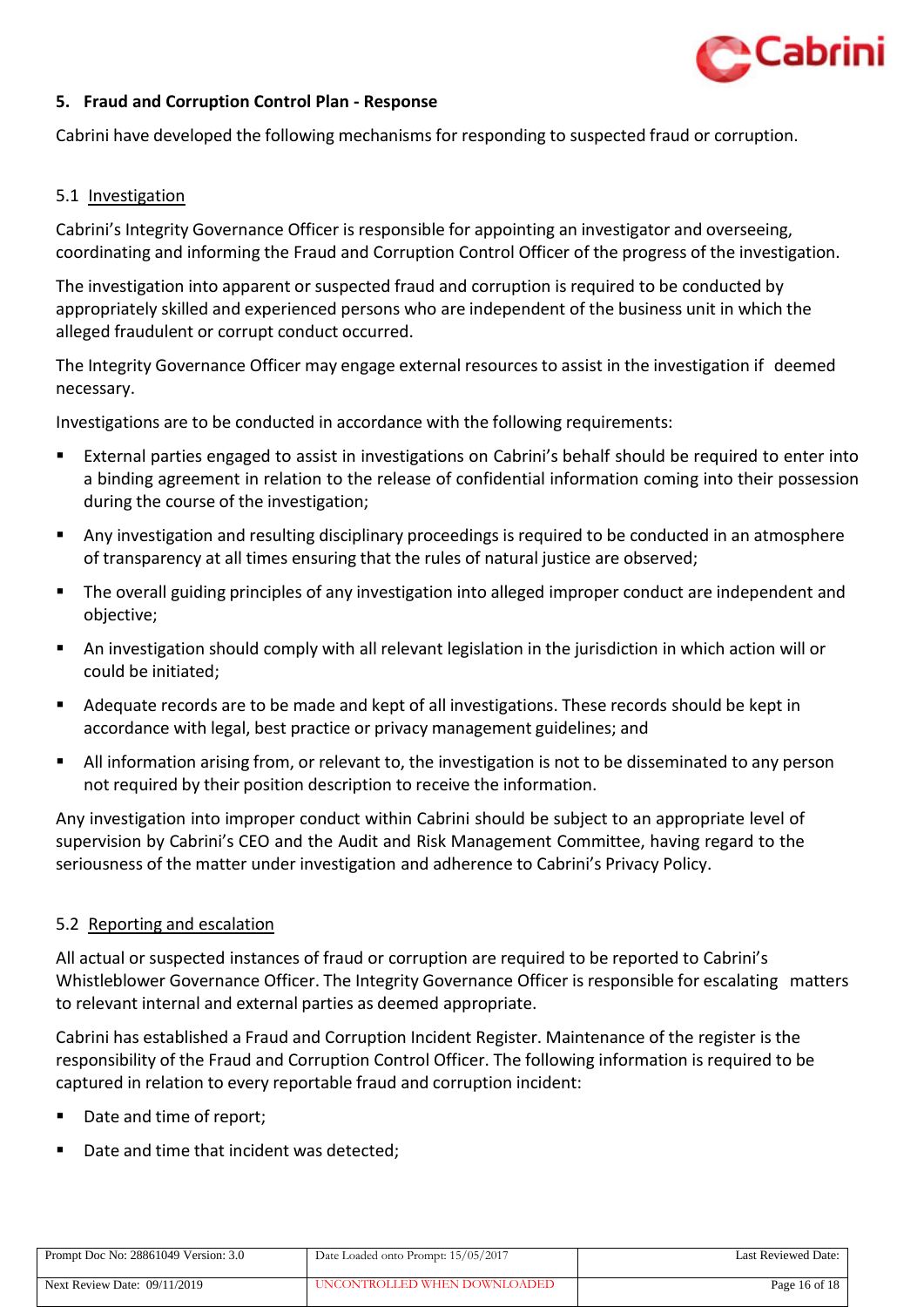## 5. Fraud and Corruption Control Plan - Response

Cabrini have developed the following mechanisms for responding to suspected fraud or corruption.

### 5.1 Investigation

Cabrini's Integrity Governance Officer is responsible for appointing an investigator and overseeing, coordinating and informing the Fraud and Corruption Control Officer of the progress of the investigation.

The investigation into apparent or suspected fraud and corruption is required to be conducted by appropriately skilled and experienced persons who are independent of the business unit in which the alleged fraudulent or corrupt conduct occurred.

The Integrity Governance Officer may engage external resources to assist in the investigation if deemed necessary.

Investigations are to be conducted in accordance with the following requirements:

- External parties engaged to assist in investigations on Cabrini's behalf should be required to enter into a binding agreement in relation to the release of confidential information coming into their possession during the course of the investigation;
- Any investigation and resulting disciplinary proceedings is required to be conducted in an atmosphere of transparency at all times ensuring that the rules of natural justice are observed;
- The overall guiding principles of any investigation into alleged improper conduct are independent and objective;
- An investigation should comply with all relevant legislation in the jurisdiction in which action will or could be initiated;
- Adequate records are to be made and kept of all investigations. These records should be kept in accordance with legal, best practice or privacy management guidelines; and
- All information arising from, or relevant to, the investigation is not to be disseminated to any person not required by their position description to receive the information.

Any investigation into improper conduct within Cabrini should be subject to an appropriate level of supervision by Cabrini's CEO and the Audit and Risk Management Committee, having regard to the seriousness of the matter under investigation and adherence to Cabrini's Privacy Policy.

### 5.2 Reporting and escalation

All actual or suspected instances of fraud or corruption are required to be reported to Cabrini's Whistleblower Governance Officer. The Integrity Governance Officer is responsible for escalating matters to relevant internal and external parties as deemed appropriate.

Cabrini has established a Fraud and Corruption Incident Register. Maintenance of the register is the responsibility of the Fraud and Corruption Control Officer. The following information is required to be captured in relation to every reportable fraud and corruption incident:

- Date and time of report;
- Date and time that incident was detected;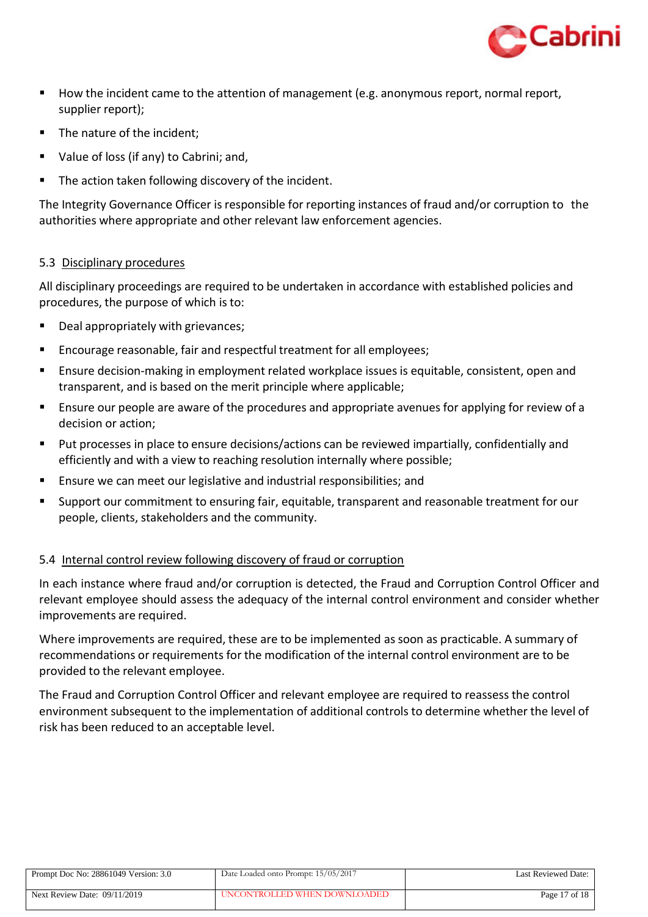- How the incident came to the attention of management (e.g. anonymous report, normal report, supplier report);
- The nature of the incident;
- Value of loss (if any) to Cabrini; and,
- The action taken following discovery of the incident.

The Integrity Governance Officer is responsible for reporting instances of fraud and/or corruption to the authorities where appropriate and other relevant law enforcement agencies.

### 5.3 Disciplinary procedures

All disciplinary proceedings are required to be undertaken in accordance with established policies and procedures, the purpose of which is to:

- Deal appropriately with grievances;
- Encourage reasonable, fair and respectful treatment for all employees;
- Ensure decision-making in employment related workplace issues is equitable, consistent, open and transparent, and is based on the merit principle where applicable;
- Ensure our people are aware of the procedures and appropriate avenues for applying for review of a decision or action;
- Put processes in place to ensure decisions/actions can be reviewed impartially, confidentially and efficiently and with a view to reaching resolution internally where possible;
- Ensure we can meet our legislative and industrial responsibilities; and
- Support our commitment to ensuring fair, equitable, transparent and reasonable treatment for our people, clients, stakeholders and the community.

### 5.4 Internal control review following discovery of fraud or corruption

In each instance where fraud and/or corruption is detected, the Fraud and Corruption Control Officer and relevant employee should assess the adequacy of the internal control environment and consider whether improvements are required.

Where improvements are required, these are to be implemented as soon as practicable. A summary of recommendations or requirements for the modification of the internal control environment are to be provided to the relevant employee.

The Fraud and Corruption Control Officer and relevant employee are required to reassess the control environment subsequent to the implementation of additional controls to determine whether the level of risk has been reduced to an acceptable level.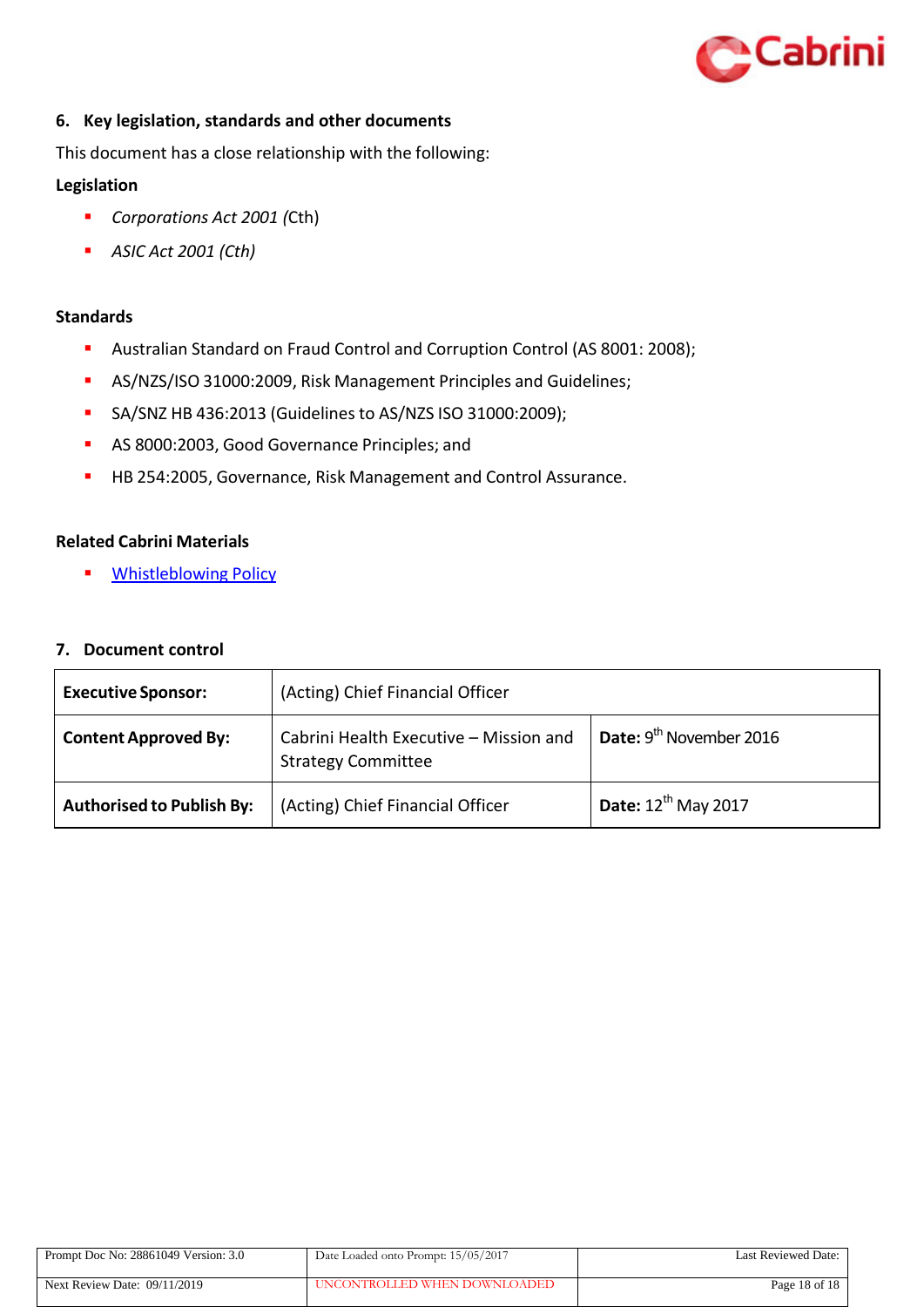## 6. Key legislation, standards and other documents

This document has a close relationship with the following:

**Legislation**

- *Corporations Act 2001* (Cth)
- *ASIC Act 2001 (Cth)*

**Standards**

- Australian Standard on Fraud Control and Corruption Control (AS 8001: 2008);
- AS/NZS/ISO 31000:2009, Risk Management Principles and Guidelines;
- SA/SNZ HB 436:2013 (Guidelines to AS/NZS ISO 31000:2009);
- AS 8000:2003, Good Governance Principles; and
- HB 254:2005, Governance, Risk Management and Control Assurance.

**Related Cabrini Materials**

- Whistleblowing Policy

## 7. Document control

| | | |
|---|---|---|
| **Executive Sponsor:** | (Acting) Chief Financial Officer | |
| **Content Approved By:** | Cabrini Health Executive – Mission and Strategy Committee | **Date:** 9th November 2016 |
| **Authorised to Publish By:** | (Acting) Chief Financial Officer | **Date:** 12th May 2017 |

| | | |
|---|---|---|
| Prompt Doc No: 28861049 Version: 3.0 | Date Loaded onto Prompt: 15/05/2017 | Last Reviewed Date: |
| Next Review Date: 09/11/2019 | UNCONTROLLED WHEN DOWNLOADED | |